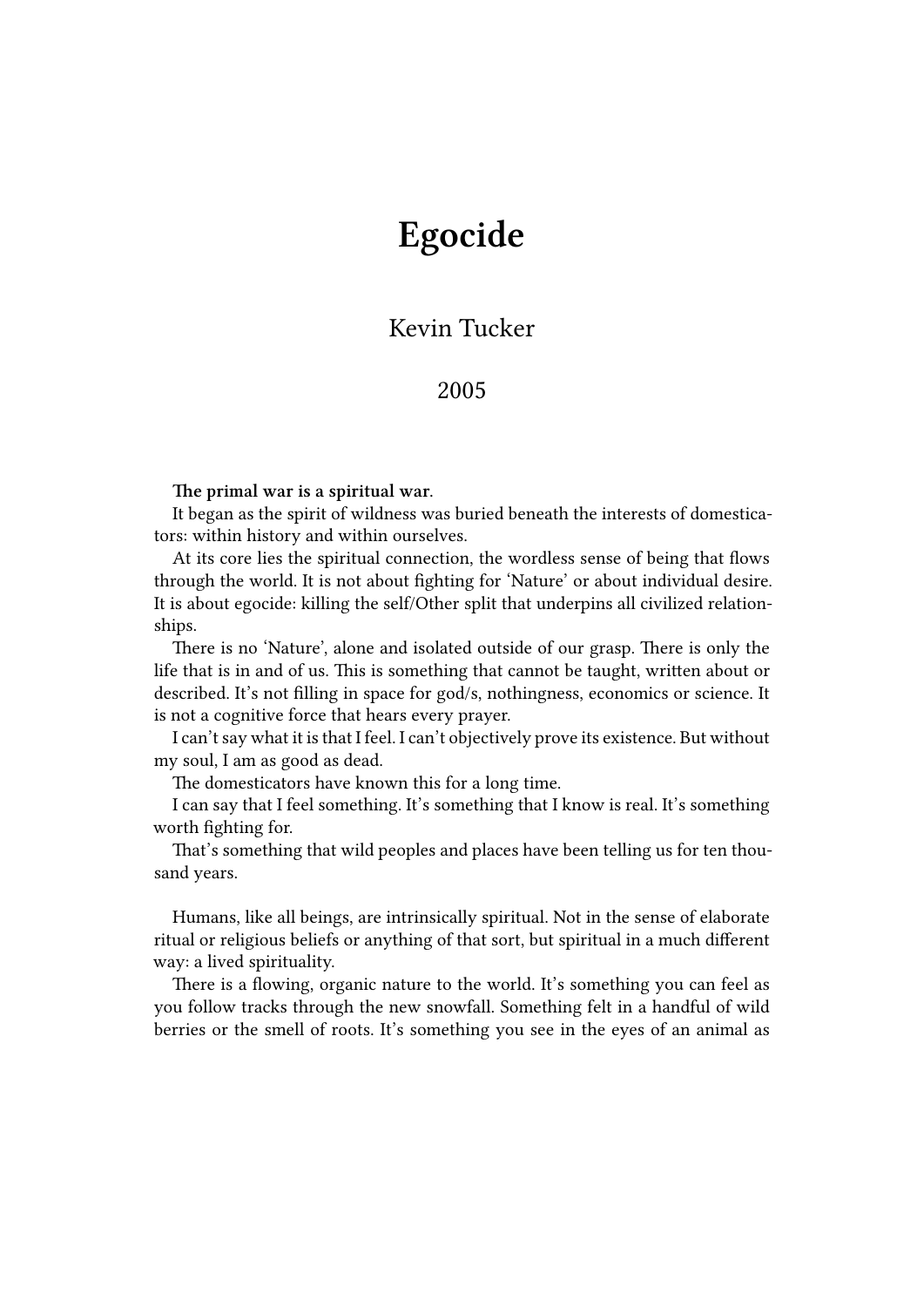# Egocide

Kevin Tucker

2005

**The primal war is a spiritual war**.

It began as the spirit of wildness was buried beneath the interests of domesticators: within history and within ourselves.

At its core lies the spiritual connection, the wordless sense of being that flows through the world. It is not about fighting for 'Nature' or about individual desire. It is about egocide: killing the self/Other split that underpins all civilized relationships.

There is no 'Nature', alone and isolated outside of our grasp. There is only the life that is in and of us. This is something that cannot be taught, written about or described. It's not filling in space for god/s, nothingness, economics or science. It is not a cognitive force that hears every prayer.

I can't say what it is that I feel. I can't objectively prove its existence. But without my soul, I am as good as dead.

The domesticators have known this for a long time.

I can say that I feel something. It's something that I know is real. It's something worth fighting for.

That's something that wild peoples and places have been telling us for ten thousand years.

Humans, like all beings, are intrinsically spiritual. Not in the sense of elaborate ritual or religious beliefs or anything of that sort, but spiritual in a much different way: a lived spirituality.

There is a flowing, organic nature to the world. It's something you can feel as you follow tracks through the new snowfall. Something felt in a handful of wild berries or the smell of roots. It's something you see in the eyes of an animal as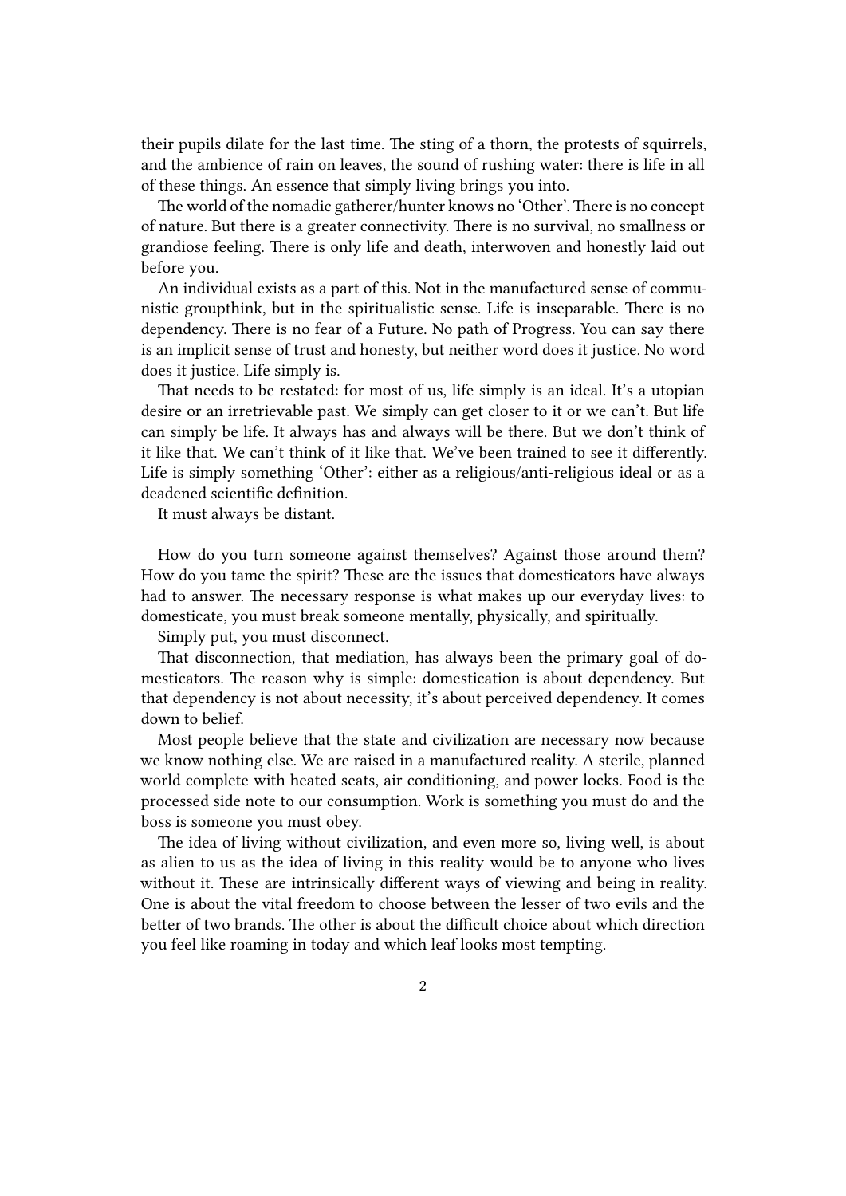their pupils dilate for the last time. The sting of a thorn, the protests of squirrels, and the ambience of rain on leaves, the sound of rushing water: there is life in all of these things. An essence that simply living brings you into.

The world of the nomadic gatherer/hunter knows no 'Other'. There is no concept of nature. But there is a greater connectivity. There is no survival, no smallness or grandiose feeling. There is only life and death, interwoven and honestly laid out before you.

An individual exists as a part of this. Not in the manufactured sense of communistic groupthink, but in the spiritualistic sense. Life is inseparable. There is no dependency. There is no fear of a Future. No path of Progress. You can say there is an implicit sense of trust and honesty, but neither word does it justice. No word does it justice. Life simply is.

That needs to be restated: for most of us, life simply is an ideal. It's a utopian desire or an irretrievable past. We simply can get closer to it or we can't. But life can simply be life. It always has and always will be there. But we don't think of it like that. We can't think of it like that. We've been trained to see it differently. Life is simply something 'Other': either as a religious/anti-religious ideal or as a deadened scientific definition.

It must always be distant.

How do you turn someone against themselves? Against those around them? How do you tame the spirit? These are the issues that domesticators have always had to answer. The necessary response is what makes up our everyday lives: to domesticate, you must break someone mentally, physically, and spiritually.

Simply put, you must disconnect.

That disconnection, that mediation, has always been the primary goal of domesticators. The reason why is simple: domestication is about dependency. But that dependency is not about necessity, it's about perceived dependency. It comes down to belief.

Most people believe that the state and civilization are necessary now because we know nothing else. We are raised in a manufactured reality. A sterile, planned world complete with heated seats, air conditioning, and power locks. Food is the processed side note to our consumption. Work is something you must do and the boss is someone you must obey.

The idea of living without civilization, and even more so, living well, is about as alien to us as the idea of living in this reality would be to anyone who lives without it. These are intrinsically different ways of viewing and being in reality. One is about the vital freedom to choose between the lesser of two evils and the better of two brands. The other is about the difficult choice about which direction you feel like roaming in today and which leaf looks most tempting.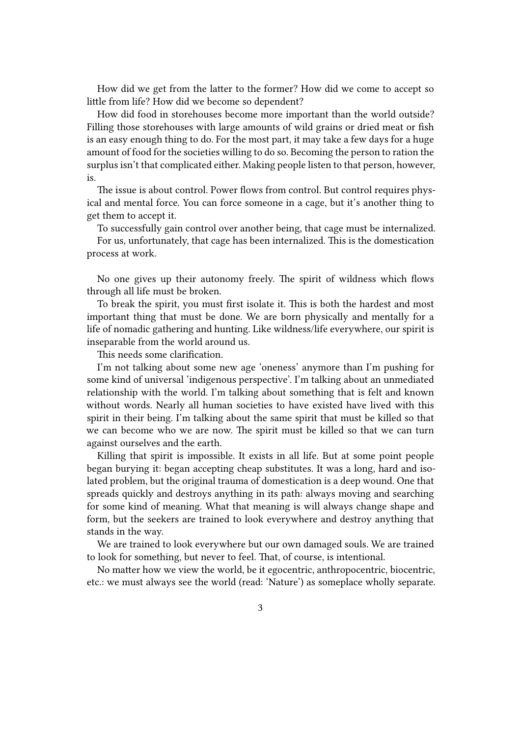How did we get from the latter to the former? How did we come to accept so little from life? How did we become so dependent?

How did food in storehouses become more important than the world outside? Filling those storehouses with large amounts of wild grains or dried meat or fish is an easy enough thing to do. For the most part, it may take a few days for a huge amount of food for the societies willing to do so. Becoming the person to ration the surplus isn't that complicated either. Making people listen to that person, however, is.

The issue is about control. Power flows from control. But control requires physical and mental force. You can force someone in a cage, but it's another thing to get them to accept it.

To successfully gain control over another being, that cage must be internalized.

For us, unfortunately, that cage has been internalized. This is the domestication process at work.

No one gives up their autonomy freely. The spirit of wildness which flows through all life must be broken.

To break the spirit, you must first isolate it. This is both the hardest and most important thing that must be done. We are born physically and mentally for a life of nomadic gathering and hunting. Like wildness/life everywhere, our spirit is inseparable from the world around us.

This needs some clarification.

I'm not talking about some new age 'oneness' anymore than I'm pushing for some kind of universal 'indigenous perspective'. I'm talking about an unmediated relationship with the world. I'm talking about something that is felt and known without words. Nearly all human societies to have existed have lived with this spirit in their being. I'm talking about the same spirit that must be killed so that we can become who we are now. The spirit must be killed so that we can turn against ourselves and the earth.

Killing that spirit is impossible. It exists in all life. But at some point people began burying it: began accepting cheap substitutes. It was a long, hard and isolated problem, but the original trauma of domestication is a deep wound. One that spreads quickly and destroys anything in its path: always moving and searching for some kind of meaning. What that meaning is will always change shape and form, but the seekers are trained to look everywhere and destroy anything that stands in the way.

We are trained to look everywhere but our own damaged souls. We are trained to look for something, but never to feel. That, of course, is intentional.

No matter how we view the world, be it egocentric, anthropocentric, biocentric, etc.: we must always see the world (read: 'Nature') as someplace wholly separate.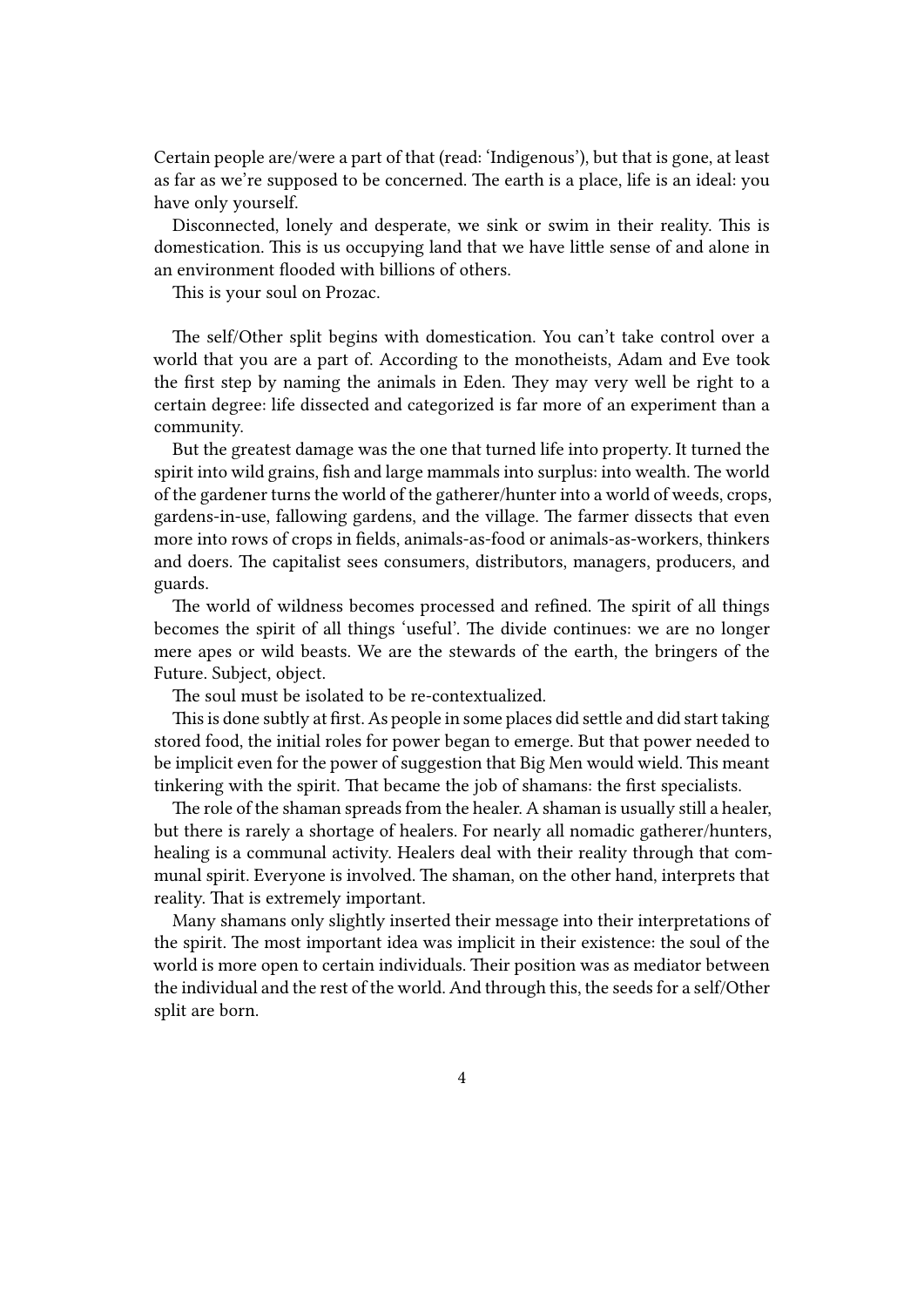Certain people are/were a part of that (read: 'Indigenous'), but that is gone, at least as far as we're supposed to be concerned. The earth is a place, life is an ideal: you have only yourself.

Disconnected, lonely and desperate, we sink or swim in their reality. This is domestication. This is us occupying land that we have little sense of and alone in an environment flooded with billions of others.

This is your soul on Prozac.

The self/Other split begins with domestication. You can't take control over a world that you are a part of. According to the monotheists, Adam and Eve took the first step by naming the animals in Eden. They may very well be right to a certain degree: life dissected and categorized is far more of an experiment than a community.

But the greatest damage was the one that turned life into property. It turned the spirit into wild grains, fish and large mammals into surplus: into wealth. The world of the gardener turns the world of the gatherer/hunter into a world of weeds, crops, gardens-in-use, fallowing gardens, and the village. The farmer dissects that even more into rows of crops in fields, animals-as-food or animals-as-workers, thinkers and doers. The capitalist sees consumers, distributors, managers, producers, and guards.

The world of wildness becomes processed and refined. The spirit of all things becomes the spirit of all things 'useful'. The divide continues: we are no longer mere apes or wild beasts. We are the stewards of the earth, the bringers of the Future. Subject, object.

The soul must be isolated to be re-contextualized.

This is done subtly at first. As people in some places did settle and did start taking stored food, the initial roles for power began to emerge. But that power needed to be implicit even for the power of suggestion that Big Men would wield. This meant tinkering with the spirit. That became the job of shamans: the first specialists.

The role of the shaman spreads from the healer. A shaman is usually still a healer, but there is rarely a shortage of healers. For nearly all nomadic gatherer/hunters, healing is a communal activity. Healers deal with their reality through that communal spirit. Everyone is involved. The shaman, on the other hand, interprets that reality. That is extremely important.

Many shamans only slightly inserted their message into their interpretations of the spirit. The most important idea was implicit in their existence: the soul of the world is more open to certain individuals. Their position was as mediator between the individual and the rest of the world. And through this, the seeds for a self/Other split are born.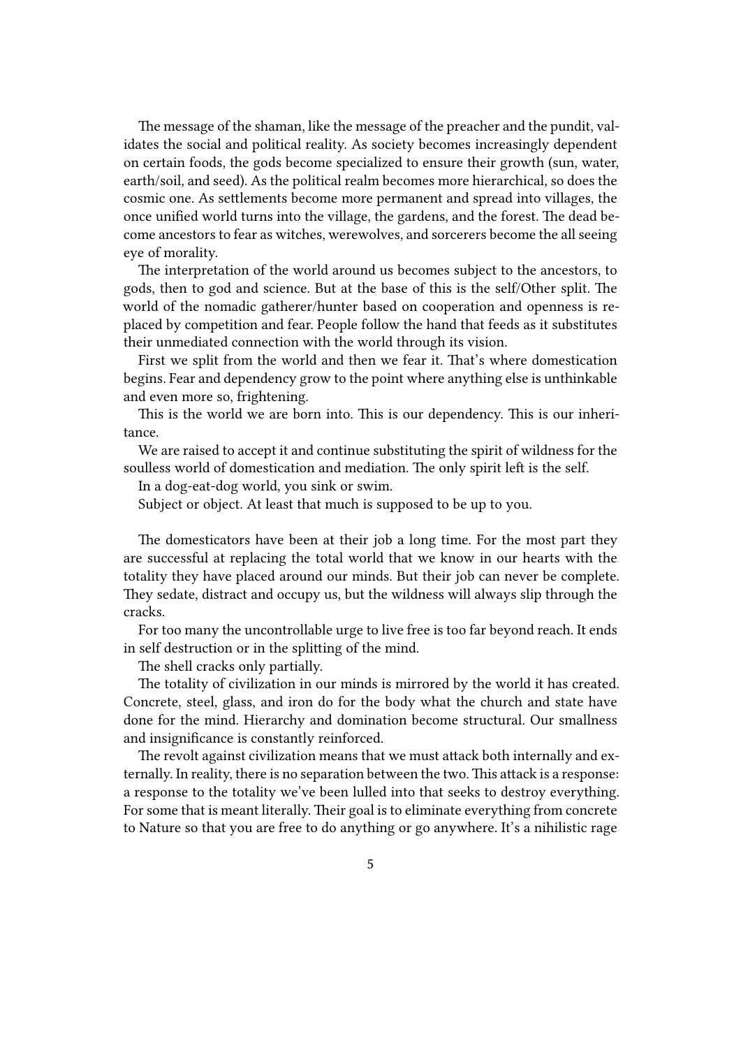The message of the shaman, like the message of the preacher and the pundit, validates the social and political reality. As society becomes increasingly dependent on certain foods, the gods become specialized to ensure their growth (sun, water, earth/soil, and seed). As the political realm becomes more hierarchical, so does the cosmic one. As settlements become more permanent and spread into villages, the once unified world turns into the village, the gardens, and the forest. The dead become ancestors to fear as witches, werewolves, and sorcerers become the all seeing eye of morality.

The interpretation of the world around us becomes subject to the ancestors, to gods, then to god and science. But at the base of this is the self/Other split. The world of the nomadic gatherer/hunter based on cooperation and openness is replaced by competition and fear. People follow the hand that feeds as it substitutes their unmediated connection with the world through its vision.

First we split from the world and then we fear it. That's where domestication begins. Fear and dependency grow to the point where anything else is unthinkable and even more so, frightening.

This is the world we are born into. This is our dependency. This is our inheritance.

We are raised to accept it and continue substituting the spirit of wildness for the soulless world of domestication and mediation. The only spirit left is the self.

In a dog-eat-dog world, you sink or swim.

Subject or object. At least that much is supposed to be up to you.

The domesticators have been at their job a long time. For the most part they are successful at replacing the total world that we know in our hearts with the totality they have placed around our minds. But their job can never be complete. They sedate, distract and occupy us, but the wildness will always slip through the cracks.

For too many the uncontrollable urge to live free is too far beyond reach. It ends in self destruction or in the splitting of the mind.

The shell cracks only partially.

The totality of civilization in our minds is mirrored by the world it has created. Concrete, steel, glass, and iron do for the body what the church and state have done for the mind. Hierarchy and domination become structural. Our smallness and insignificance is constantly reinforced.

The revolt against civilization means that we must attack both internally and externally. In reality, there is no separation between the two. This attack is a response: a response to the totality we've been lulled into that seeks to destroy everything. For some that is meant literally. Their goal is to eliminate everything from concrete to Nature so that you are free to do anything or go anywhere. It's a nihilistic rage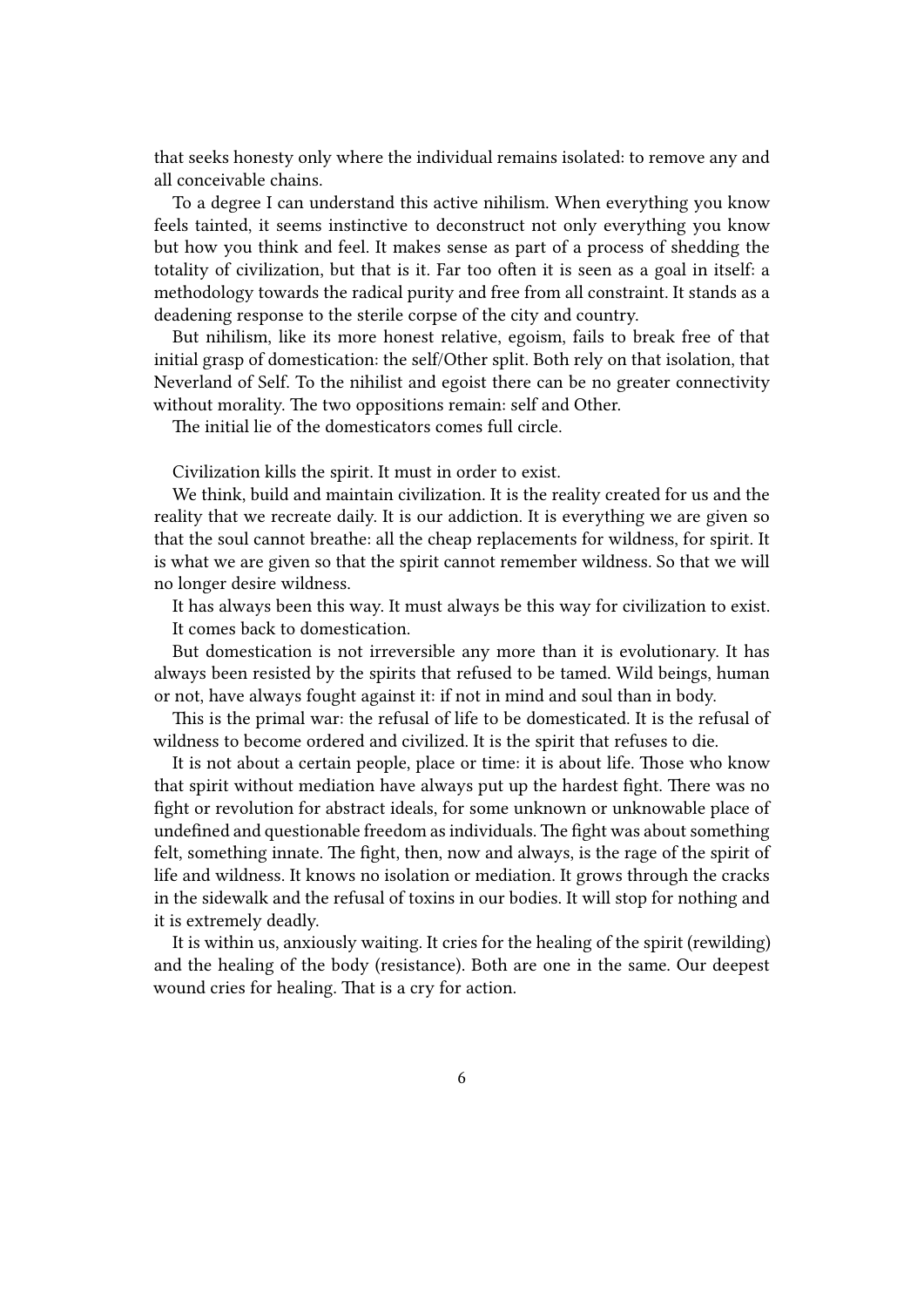that seeks honesty only where the individual remains isolated: to remove any and all conceivable chains.

To a degree I can understand this active nihilism. When everything you know feels tainted, it seems instinctive to deconstruct not only everything you know but how you think and feel. It makes sense as part of a process of shedding the totality of civilization, but that is it. Far too often it is seen as a goal in itself: a methodology towards the radical purity and free from all constraint. It stands as a deadening response to the sterile corpse of the city and country.

But nihilism, like its more honest relative, egoism, fails to break free of that initial grasp of domestication: the self/Other split. Both rely on that isolation, that Neverland of Self. To the nihilist and egoist there can be no greater connectivity without morality. The two oppositions remain: self and Other.

The initial lie of the domesticators comes full circle.

Civilization kills the spirit. It must in order to exist.

We think, build and maintain civilization. It is the reality created for us and the reality that we recreate daily. It is our addiction. It is everything we are given so that the soul cannot breathe: all the cheap replacements for wildness, for spirit. It is what we are given so that the spirit cannot remember wildness. So that we will no longer desire wildness.

It has always been this way. It must always be this way for civilization to exist.

It comes back to domestication.

But domestication is not irreversible any more than it is evolutionary. It has always been resisted by the spirits that refused to be tamed. Wild beings, human or not, have always fought against it: if not in mind and soul than in body.

This is the primal war: the refusal of life to be domesticated. It is the refusal of wildness to become ordered and civilized. It is the spirit that refuses to die.

It is not about a certain people, place or time: it is about life. Those who know that spirit without mediation have always put up the hardest fight. There was no fight or revolution for abstract ideals, for some unknown or unknowable place of undefined and questionable freedom as individuals. The fight was about something felt, something innate. The fight, then, now and always, is the rage of the spirit of life and wildness. It knows no isolation or mediation. It grows through the cracks in the sidewalk and the refusal of toxins in our bodies. It will stop for nothing and it is extremely deadly.

It is within us, anxiously waiting. It cries for the healing of the spirit (rewilding) and the healing of the body (resistance). Both are one in the same. Our deepest wound cries for healing. That is a cry for action.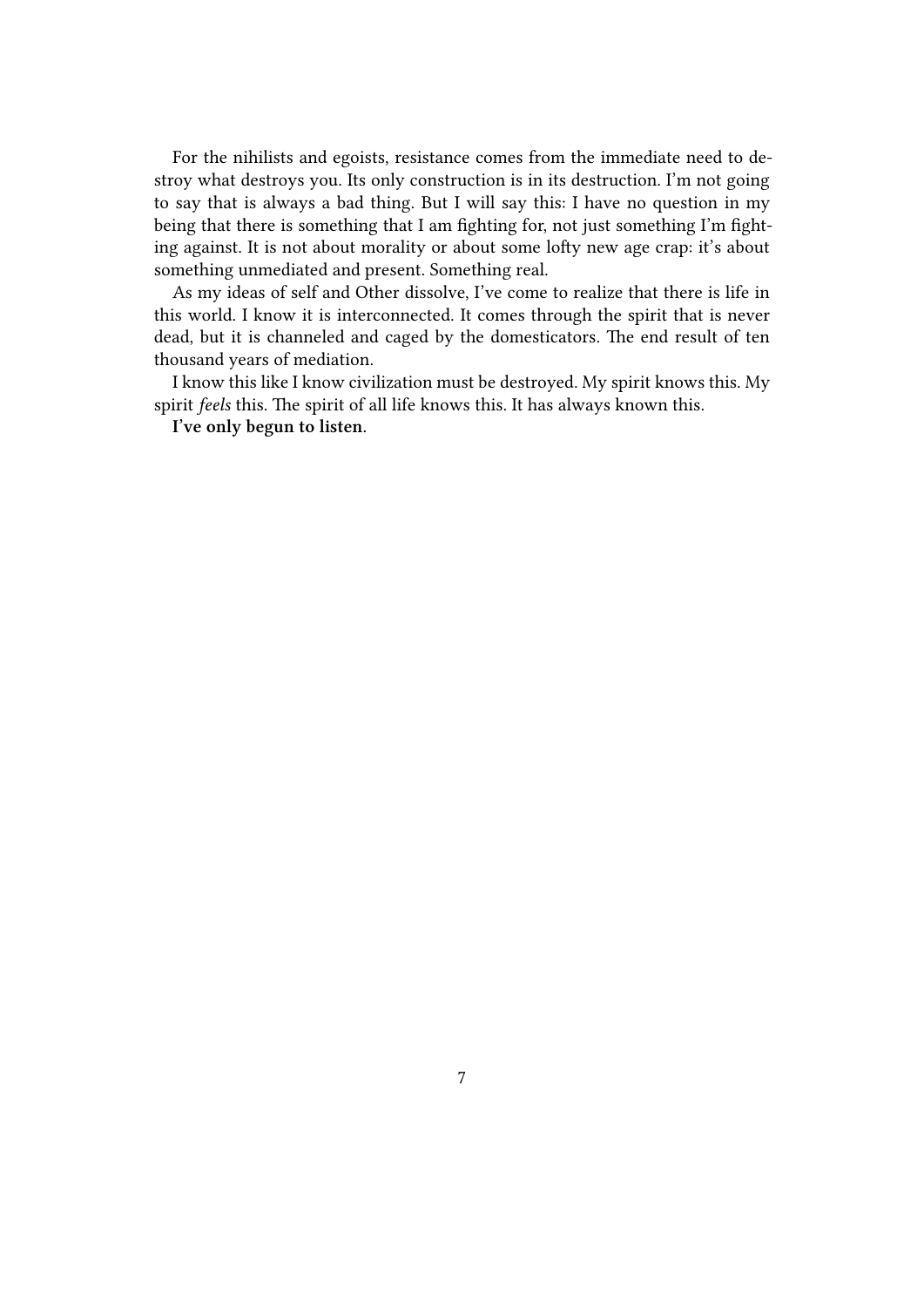For the nihilists and egoists, resistance comes from the immediate need to destroy what destroys you. Its only construction is in its destruction. I'm not going to say that is always a bad thing. But I will say this: I have no question in my being that there is something that I am fighting for, not just something I'm fighting against. It is not about morality or about some lofty new age crap: it's about something unmediated and present. Something real.

As my ideas of self and Other dissolve, I've come to realize that there is life in this world. I know it is interconnected. It comes through the spirit that is never dead, but it is channeled and caged by the domesticators. The end result of ten thousand years of mediation.

I know this like I know civilization must be destroyed. My spirit knows this. My spirit *feels* this. The spirit of all life knows this. It has always known this.

**I've only begun to listen.**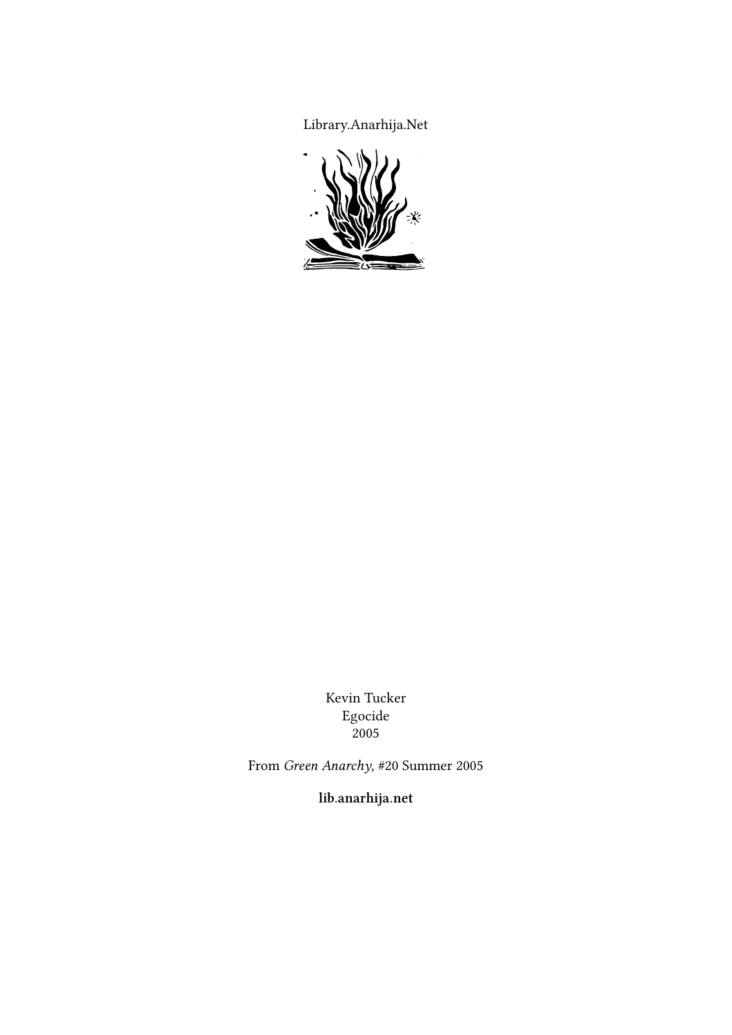Library.Anarhija.Net

Kevin Tucker
Egocide
2005

From *Green Anarchy*, #20 Summer 2005

**lib.anarhija.net**